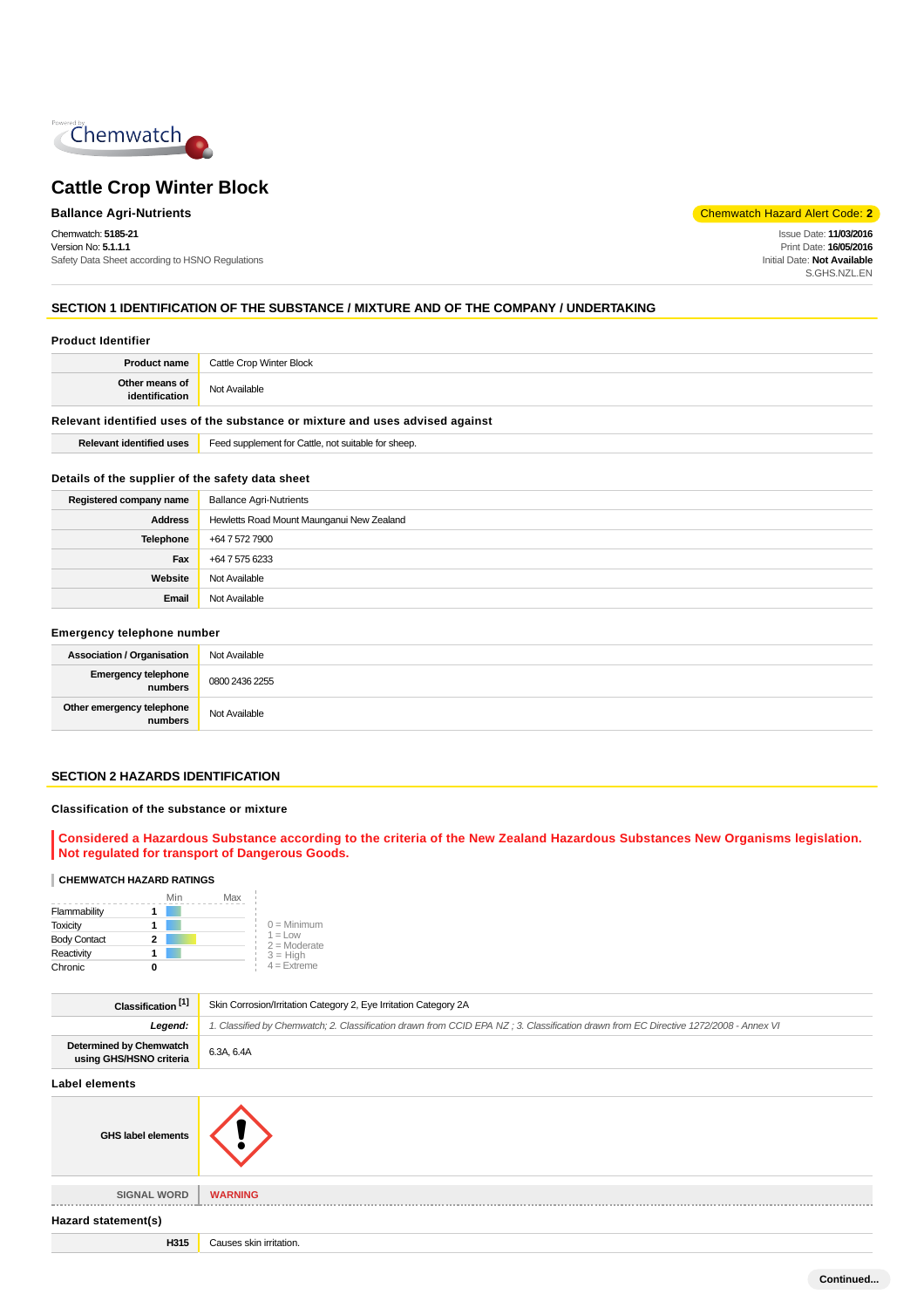# Cattle Crop Winter Block

**Ballance Agri-Nutrients**

Chemwatch Hazard Alert Code: **2**

Chemwatch: **5185-21**
Version No: **5.1.1.1**
Safety Data Sheet according to HSNO Regulations

Issue Date: **11/03/2016**
Print Date: **16/05/2016**
Initial Date: **Not Available**
S.GHS.NZL.EN

## SECTION 1 IDENTIFICATION OF THE SUBSTANCE / MIXTURE AND OF THE COMPANY / UNDERTAKING

### Product Identifier

| | |
|---|---|
| **Product name** | Cattle Crop Winter Block |
| **Other means of identification** | Not Available |

### Relevant identified uses of the substance or mixture and uses advised against

| | |
|---|---|
| **Relevant identified uses** | Feed supplement for Cattle, not suitable for sheep. |

### Details of the supplier of the safety data sheet

| | |
|---|---|
| **Registered company name** | Ballance Agri-Nutrients |
| **Address** | Hewletts Road Mount Maunganui New Zealand |
| **Telephone** | +64 7 572 7900 |
| **Fax** | +64 7 575 6233 |
| **Website** | Not Available |
| **Email** | Not Available |

### Emergency telephone number

| | |
|---|---|
| **Association / Organisation** | Not Available |
| **Emergency telephone numbers** | 0800 2436 2255 |
| **Other emergency telephone numbers** | Not Available |

## SECTION 2 HAZARDS IDENTIFICATION

### Classification of the substance or mixture

**Considered a Hazardous Substance according to the criteria of the New Zealand Hazardous Substances New Organisms legislation. Not regulated for transport of Dangerous Goods.**

**CHEMWATCH HAZARD RATINGS**

| | Rating |
|---|---|
| Flammability | 1 |
| Toxicity | 1 |
| Body Contact | 2 |
| Reactivity | 1 |
| Chronic | 0 |

0 = Minimum
1 = Low
2 = Moderate
3 = High
4 = Extreme

| | |
|---|---|
| **Classification [1]** | Skin Corrosion/Irritation Category 2, Eye Irritation Category 2A |
| ***Legend:*** | *1. Classified by Chemwatch; 2. Classification drawn from CCID EPA NZ ; 3. Classification drawn from EC Directive 1272/2008 - Annex VI* |
| **Determined by Chemwatch using GHS/HSNO criteria** | 6.3A, 6.4A |

### Label elements

| | |
|---|---|
| **GHS label elements** | |
| **SIGNAL WORD** | **WARNING** |

### Hazard statement(s)

| | |
|---|---|
| **H315** | Causes skin irritation. |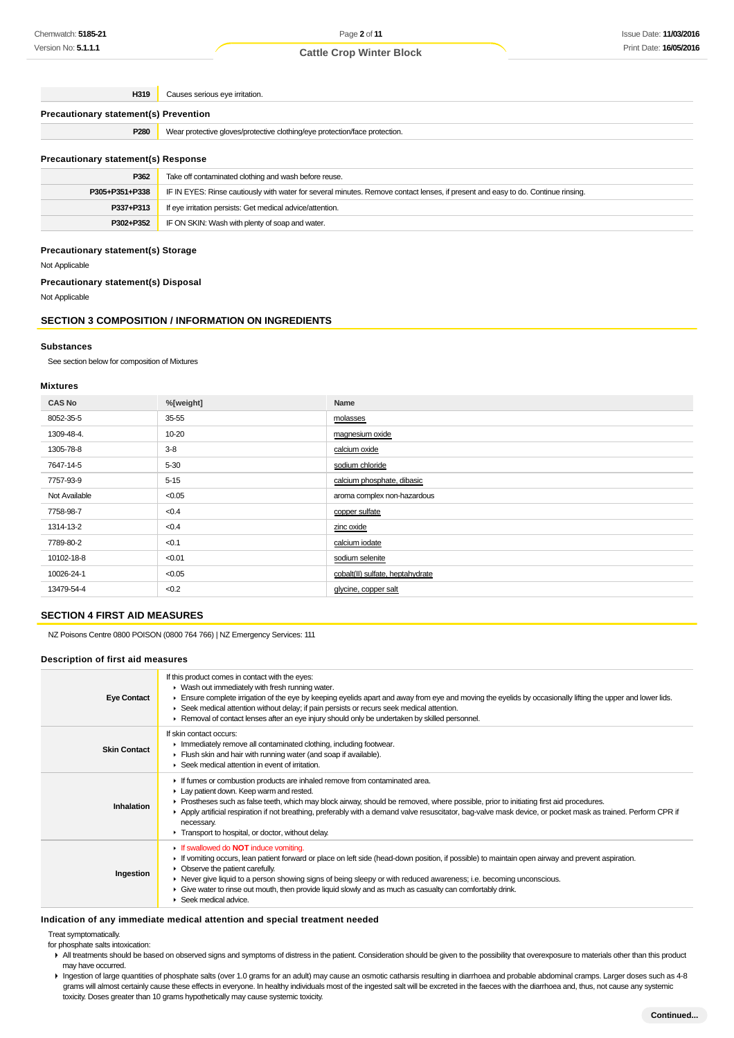| | |
|---|---|
| **H319** | Causes serious eye irritation. |

### Precautionary statement(s) Prevention

| | |
|---|---|
| **P280** | Wear protective gloves/protective clothing/eye protection/face protection. |

### Precautionary statement(s) Response

| | |
|---|---|
| **P362** | Take off contaminated clothing and wash before reuse. |
| **P305+P351+P338** | IF IN EYES: Rinse cautiously with water for several minutes. Remove contact lenses, if present and easy to do. Continue rinsing. |
| **P337+P313** | If eye irritation persists: Get medical advice/attention. |
| **P302+P352** | IF ON SKIN: Wash with plenty of soap and water. |

### Precautionary statement(s) Storage

Not Applicable

### Precautionary statement(s) Disposal

Not Applicable

## SECTION 3 COMPOSITION / INFORMATION ON INGREDIENTS

### Substances

See section below for composition of Mixtures

### Mixtures

| CAS No | %[weight] | Name |
|---|---|---|
| 8052-35-5 | 35-55 | molasses |
| 1309-48-4. | 10-20 | magnesium oxide |
| 1305-78-8 | 3-8 | calcium oxide |
| 7647-14-5 | 5-30 | sodium chloride |
| 7757-93-9 | 5-15 | calcium phosphate, dibasic |
| Not Available | <0.05 | aroma complex non-hazardous |
| 7758-98-7 | <0.4 | copper sulfate |
| 1314-13-2 | <0.4 | zinc oxide |
| 7789-80-2 | <0.1 | calcium iodate |
| 10102-18-8 | <0.01 | sodium selenite |
| 10026-24-1 | <0.05 | cobalt(II) sulfate, heptahydrate |
| 13479-54-4 | <0.2 | glycine, copper salt |

## SECTION 4 FIRST AID MEASURES

NZ Poisons Centre 0800 POISON (0800 764 766) | NZ Emergency Services: 111

### Description of first aid measures

| | |
|---|---|
| **Eye Contact** | If this product comes in contact with the eyes:<br>▸ Wash out immediately with fresh running water.<br>▸ Ensure complete irrigation of the eye by keeping eyelids apart and away from eye and moving the eyelids by occasionally lifting the upper and lower lids.<br>▸ Seek medical attention without delay; if pain persists or recurs seek medical attention.<br>▸ Removal of contact lenses after an eye injury should only be undertaken by skilled personnel. |
| **Skin Contact** | If skin contact occurs:<br>▸ Immediately remove all contaminated clothing, including footwear.<br>▸ Flush skin and hair with running water (and soap if available).<br>▸ Seek medical attention in event of irritation. |
| **Inhalation** | ▸ If fumes or combustion products are inhaled remove from contaminated area.<br>▸ Lay patient down. Keep warm and rested.<br>▸ Prostheses such as false teeth, which may block airway, should be removed, where possible, prior to initiating first aid procedures.<br>▸ Apply artificial respiration if not breathing, preferably with a demand valve resuscitator, bag-valve mask device, or pocket mask as trained. Perform CPR if necessary.<br>▸ Transport to hospital, or doctor, without delay. |
| **Ingestion** | ▸ If swallowed do **NOT** induce vomiting.<br>▸ If vomiting occurs, lean patient forward or place on left side (head-down position, if possible) to maintain open airway and prevent aspiration.<br>▸ Observe the patient carefully.<br>▸ Never give liquid to a person showing signs of being sleepy or with reduced awareness; i.e. becoming unconscious.<br>▸ Give water to rinse out mouth, then provide liquid slowly and as much as casualty can comfortably drink.<br>▸ Seek medical advice. |

### Indication of any immediate medical attention and special treatment needed

Treat symptomatically.
for phosphate salts intoxication:

- All treatments should be based on observed signs and symptoms of distress in the patient. Consideration should be given to the possibility that overexposure to materials other than this product may have occurred.
- Ingestion of large quantities of phosphate salts (over 1.0 grams for an adult) may cause an osmotic catharsis resulting in diarrhoea and probable abdominal cramps. Larger doses such as 4-8 grams will almost certainly cause these effects in everyone. In healthy individuals most of the ingested salt will be excreted in the faeces with the diarrhoea and, thus, not cause any systemic toxicity. Doses greater than 10 grams hypothetically may cause systemic toxicity.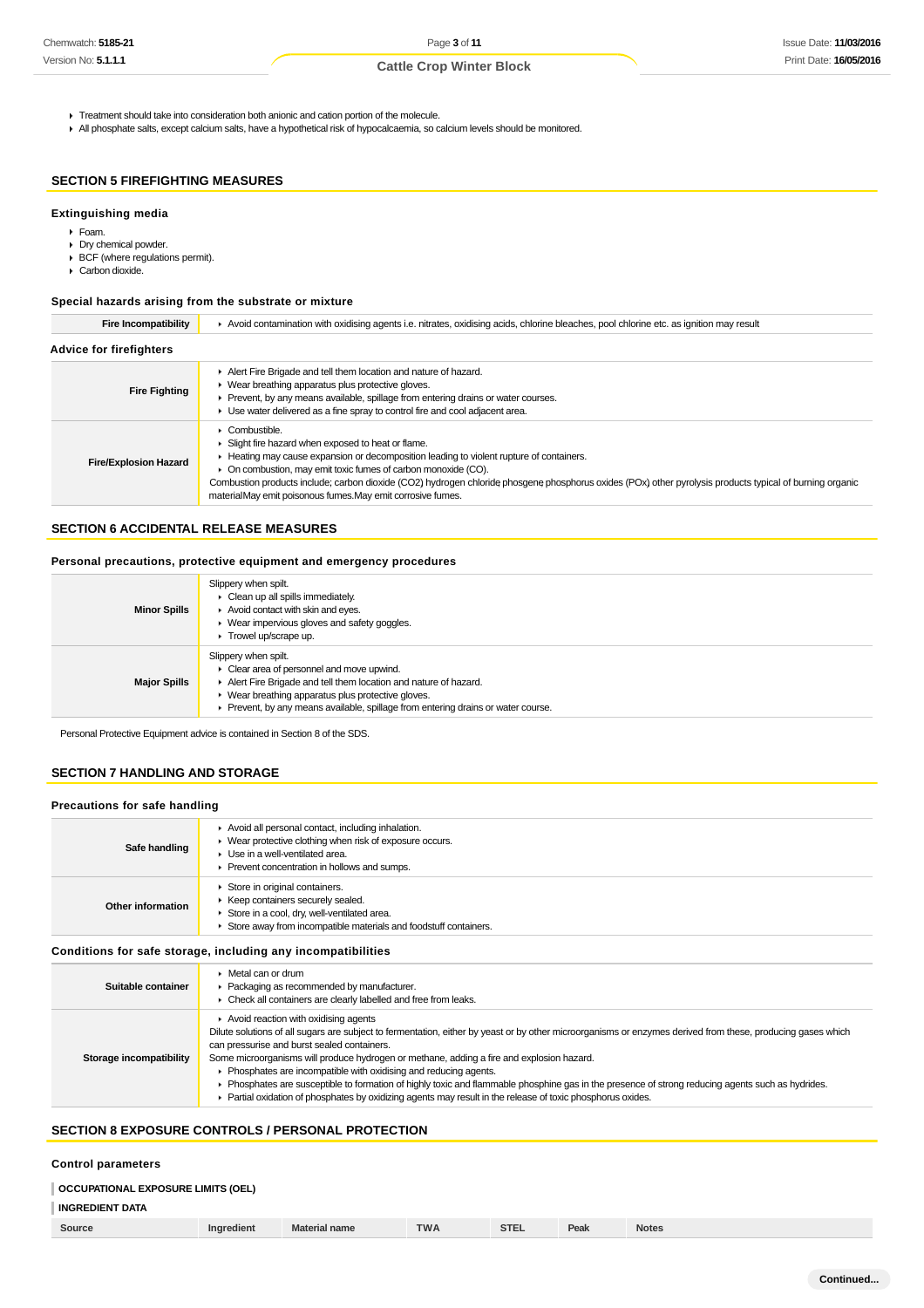- Treatment should take into consideration both anionic and cation portion of the molecule.
- All phosphate salts, except calcium salts, have a hypothetical risk of hypocalcaemia, so calcium levels should be monitored.

## SECTION 5 FIREFIGHTING MEASURES

### Extinguishing media

- Foam.
- Dry chemical powder.
- BCF (where regulations permit).
- Carbon dioxide.

### Special hazards arising from the substrate or mixture

| | |
|---|---|
| **Fire Incompatibility** | Avoid contamination with oxidising agents i.e. nitrates, oxidising acids, chlorine bleaches, pool chlorine etc. as ignition may result |

### Advice for firefighters

| | |
|---|---|
| **Fire Fighting** | Alert Fire Brigade and tell them location and nature of hazard.<br>Wear breathing apparatus plus protective gloves.<br>Prevent, by any means available, spillage from entering drains or water courses.<br>Use water delivered as a fine spray to control fire and cool adjacent area. |
| **Fire/Explosion Hazard** | Combustible.<br>Slight fire hazard when exposed to heat or flame.<br>Heating may cause expansion or decomposition leading to violent rupture of containers.<br>On combustion, may emit toxic fumes of carbon monoxide (CO).<br>Combustion products include; carbon dioxide ($CO_2$) hydrogen chloride, phosgene, phosphorus oxides ($PO_x$) other pyrolysis products typical of burning organic materialMay emit poisonous fumes.May emit corrosive fumes. |

## SECTION 6 ACCIDENTAL RELEASE MEASURES

### Personal precautions, protective equipment and emergency procedures

| | |
|---|---|
| **Minor Spills** | Slippery when spilt.<br>Clean up all spills immediately.<br>Avoid contact with skin and eyes.<br>Wear impervious gloves and safety goggles.<br>Trowel up/scrape up. |
| **Major Spills** | Slippery when spilt.<br>Clear area of personnel and move upwind.<br>Alert Fire Brigade and tell them location and nature of hazard.<br>Wear breathing apparatus plus protective gloves.<br>Prevent, by any means available, spillage from entering drains or water course. |

Personal Protective Equipment advice is contained in Section 8 of the SDS.

## SECTION 7 HANDLING AND STORAGE

### Precautions for safe handling

| | |
|---|---|
| **Safe handling** | Avoid all personal contact, including inhalation.<br>Wear protective clothing when risk of exposure occurs.<br>Use in a well-ventilated area.<br>Prevent concentration in hollows and sumps. |
| **Other information** | Store in original containers.<br>Keep containers securely sealed.<br>Store in a cool, dry, well-ventilated area.<br>Store away from incompatible materials and foodstuff containers. |

### Conditions for safe storage, including any incompatibilities

| | |
|---|---|
| **Suitable container** | Metal can or drum<br>Packaging as recommended by manufacturer.<br>Check all containers are clearly labelled and free from leaks. |
| **Storage incompatibility** | Avoid reaction with oxidising agents<br>Dilute solutions of all sugars are subject to fermentation, either by yeast or by other microorganisms or enzymes derived from these, producing gases which can pressurise and burst sealed containers.<br>Some microorganisms will produce hydrogen or methane, adding a fire and explosion hazard.<br>Phosphates are incompatible with oxidising and reducing agents.<br>Phosphates are susceptible to formation of highly toxic and flammable phosphine gas in the presence of strong reducing agents such as hydrides.<br>Partial oxidation of phosphates by oxidizing agents may result in the release of toxic phosphorus oxides. |

## SECTION 8 EXPOSURE CONTROLS / PERSONAL PROTECTION

### Control parameters

**OCCUPATIONAL EXPOSURE LIMITS (OEL)**

**INGREDIENT DATA**

| Source | Ingredient | Material name | TWA | STEL | Peak | Notes |
|---|---|---|---|---|---|---|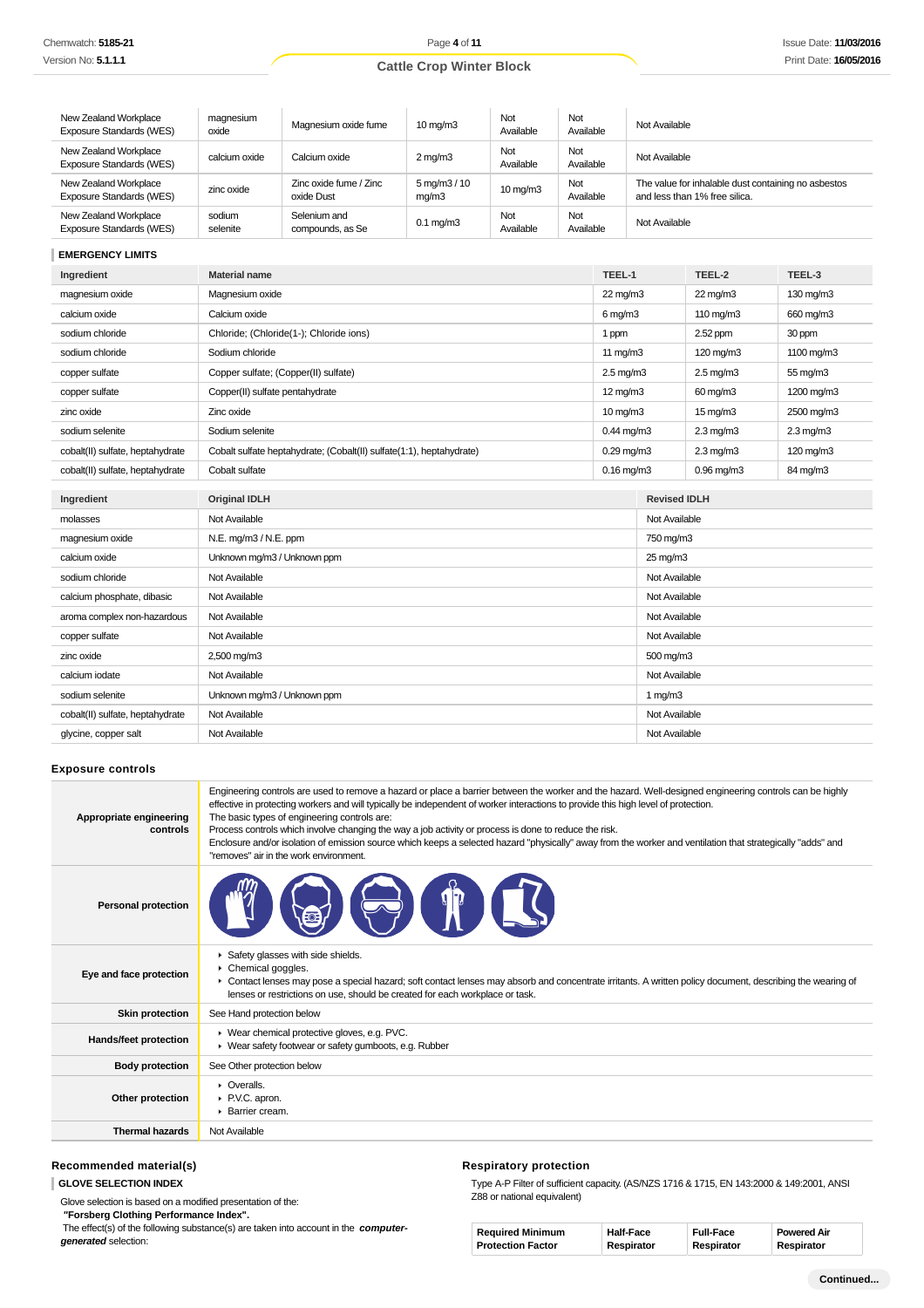| | | | | | | |
|---|---|---|---|---|---|---|
| New Zealand Workplace Exposure Standards (WES) | magnesium oxide | Magnesium oxide fume | 10 mg/m3 | Not Available | Not Available | Not Available |
| New Zealand Workplace Exposure Standards (WES) | calcium oxide | Calcium oxide | 2 mg/m3 | Not Available | Not Available | Not Available |
| New Zealand Workplace Exposure Standards (WES) | zinc oxide | Zinc oxide fume / Zinc oxide Dust | 5 mg/m3 / 10 mg/m3 | 10 mg/m3 | Not Available | The value for inhalable dust containing no asbestos and less than 1% free silica. |
| New Zealand Workplace Exposure Standards (WES) | sodium selenite | Selenium and compounds, as Se | 0.1 mg/m3 | Not Available | Not Available | Not Available |

### EMERGENCY LIMITS

| Ingredient | Material name | TEEL-1 | TEEL-2 | TEEL-3 |
|---|---|---|---|---|
| magnesium oxide | Magnesium oxide | 22 mg/m3 | 22 mg/m3 | 130 mg/m3 |
| calcium oxide | Calcium oxide | 6 mg/m3 | 110 mg/m3 | 660 mg/m3 |
| sodium chloride | Chloride; (Chloride(1-); Chloride ions) | 1 ppm | 2.52 ppm | 30 ppm |
| sodium chloride | Sodium chloride | 11 mg/m3 | 120 mg/m3 | 1100 mg/m3 |
| copper sulfate | Copper sulfate; (Copper(II) sulfate) | 2.5 mg/m3 | 2.5 mg/m3 | 55 mg/m3 |
| copper sulfate | Copper(II) sulfate pentahydrate | 12 mg/m3 | 60 mg/m3 | 1200 mg/m3 |
| zinc oxide | Zinc oxide | 10 mg/m3 | 15 mg/m3 | 2500 mg/m3 |
| sodium selenite | Sodium selenite | 0.44 mg/m3 | 2.3 mg/m3 | 2.3 mg/m3 |
| cobalt(II) sulfate, heptahydrate | Cobalt sulfate heptahydrate; (Cobalt(II) sulfate(1:1), heptahydrate) | 0.29 mg/m3 | 2.3 mg/m3 | 120 mg/m3 |
| cobalt(II) sulfate, heptahydrate | Cobalt sulfate | 0.16 mg/m3 | 0.96 mg/m3 | 84 mg/m3 |

| Ingredient | Original IDLH | Revised IDLH |
|---|---|---|
| molasses | Not Available | Not Available |
| magnesium oxide | N.E. mg/m3 / N.E. ppm | 750 mg/m3 |
| calcium oxide | Unknown mg/m3 / Unknown ppm | 25 mg/m3 |
| sodium chloride | Not Available | Not Available |
| calcium phosphate, dibasic | Not Available | Not Available |
| aroma complex non-hazardous | Not Available | Not Available |
| copper sulfate | Not Available | Not Available |
| zinc oxide | 2,500 mg/m3 | 500 mg/m3 |
| calcium iodate | Not Available | Not Available |
| sodium selenite | Unknown mg/m3 / Unknown ppm | 1 mg/m3 |
| cobalt(II) sulfate, heptahydrate | Not Available | Not Available |
| glycine, copper salt | Not Available | Not Available |

## Exposure controls

| | |
|---|---|
| **Appropriate engineering controls** | Engineering controls are used to remove a hazard or place a barrier between the worker and the hazard. Well-designed engineering controls can be highly effective in protecting workers and will typically be independent of worker interactions to provide this high level of protection. The basic types of engineering controls are: Process controls which involve changing the way a job activity or process is done to reduce the risk. Enclosure and/or isolation of emission source which keeps a selected hazard "physically" away from the worker and ventilation that strategically "adds" and "removes" air in the work environment. |
| **Personal protection** | |
| **Eye and face protection** | ▸ Safety glasses with side shields. ▸ Chemical goggles. ▸ Contact lenses may pose a special hazard; soft contact lenses may absorb and concentrate irritants. A written policy document, describing the wearing of lenses or restrictions on use, should be created for each workplace or task. |
| **Skin protection** | See Hand protection below |
| **Hands/feet protection** | ▸ Wear chemical protective gloves, e.g. PVC. ▸ Wear safety footwear or safety gumboots, e.g. Rubber |
| **Body protection** | See Other protection below |
| **Other protection** | ▸ Overalls. ▸ P.V.C. apron. ▸ Barrier cream. |
| **Thermal hazards** | Not Available |

## Recommended material(s)

### GLOVE SELECTION INDEX

Glove selection is based on a modified presentation of the:

**"Forsberg Clothing Performance Index".**

The effect(s) of the following substance(s) are taken into account in the ***computer-generated*** selection:

## Respiratory protection

Type A-P Filter of sufficient capacity. (AS/NZS 1716 & 1715, EN 143:2000 & 149:2001, ANSI Z88 or national equivalent)

| Required Minimum Protection Factor | Half-Face Respirator | Full-Face Respirator | Powered Air Respirator |
|---|---|---|---|

Continued...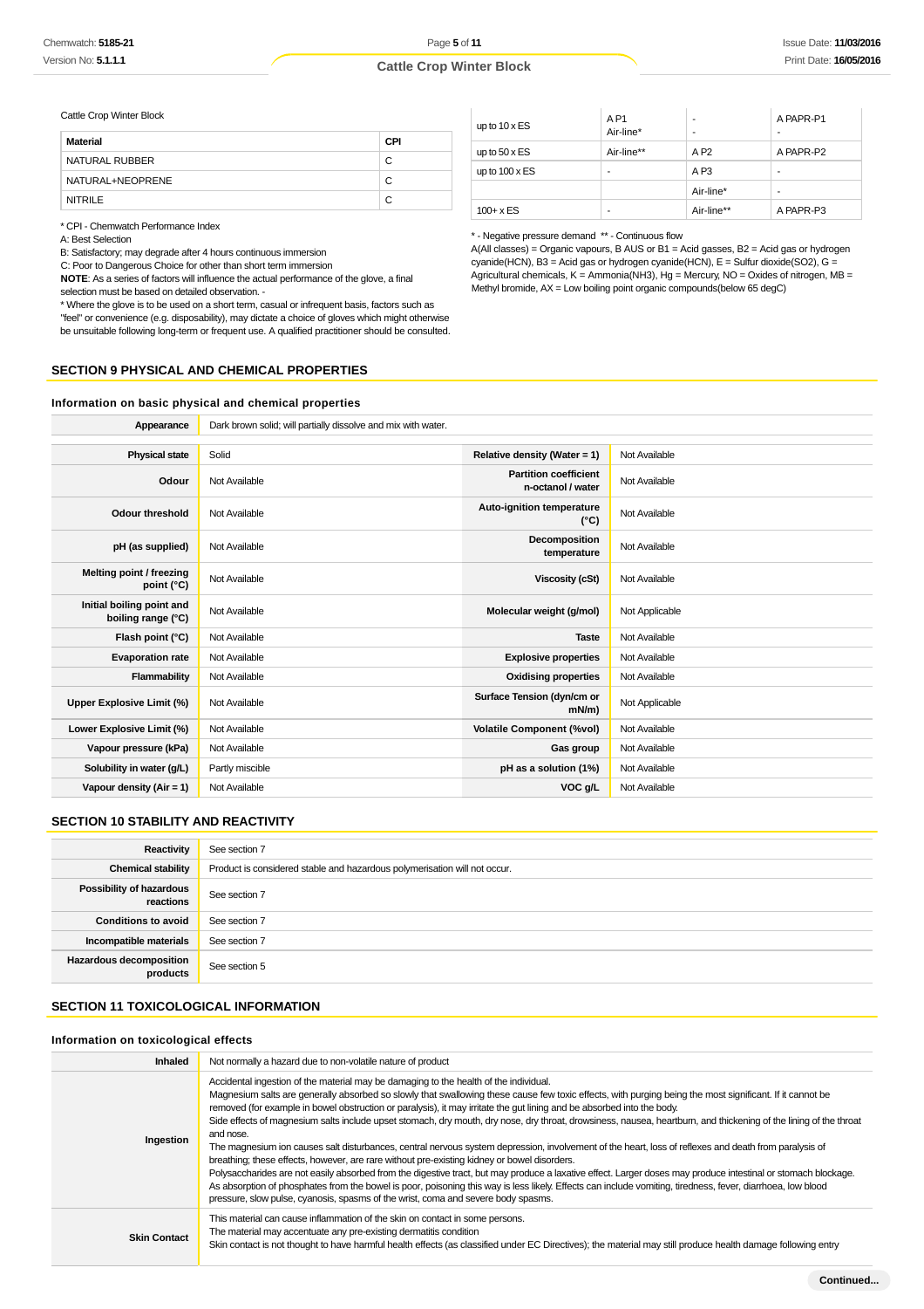Cattle Crop Winter Block

| Material | CPI |
| --- | --- |
| NATURAL RUBBER | C |
| NATURAL+NEOPRENE | C |
| NITRILE | C |

* CPI - Chemwatch Performance Index

A: Best Selection

B: Satisfactory; may degrade after 4 hours continuous immersion

C: Poor to Dangerous Choice for other than short term immersion

**NOTE**: As a series of factors will influence the actual performance of the glove, a final selection must be based on detailed observation. -

* Where the glove is to be used on a short term, casual or infrequent basis, factors such as "feel" or convenience (e.g. disposability), may dictate a choice of gloves which might otherwise be unsuitable following long-term or frequent use. A qualified practitioner should be consulted.

| | | | |
| --- | --- | --- | --- |
| up to 10 x ES | A P1<br>Air-line* | -<br>- | A PAPR-P1<br>- |
| up to 50 x ES | Air-line** | A P2 | A PAPR-P2 |
| up to 100 x ES | - | A P3 | - |
| | | Air-line* | - |
| 100+ x ES | - | Air-line** | A PAPR-P3 |

* - Negative pressure demand ** - Continuous flow

A(All classes) = Organic vapours, B AUS or B1 = Acid gasses, B2 = Acid gas or hydrogen cyanide(HCN), B3 = Acid gas or hydrogen cyanide(HCN), E = Sulfur dioxide(SO2), G = Agricultural chemicals, K = Ammonia(NH3), Hg = Mercury, NO = Oxides of nitrogen, MB = Methyl bromide, AX = Low boiling point organic compounds(below 65 degC)

## SECTION 9 PHYSICAL AND CHEMICAL PROPERTIES

### Information on basic physical and chemical properties

| | | | |
| --- | --- | --- | --- |
| **Appearance** | Dark brown solid; will partially dissolve and mix with water. | | |
| **Physical state** | Solid | **Relative density (Water = 1)** | Not Available |
| **Odour** | Not Available | **Partition coefficient n-octanol / water** | Not Available |
| **Odour threshold** | Not Available | **Auto-ignition temperature (°C)** | Not Available |
| **pH (as supplied)** | Not Available | **Decomposition temperature** | Not Available |
| **Melting point / freezing point (°C)** | Not Available | **Viscosity (cSt)** | Not Available |
| **Initial boiling point and boiling range (°C)** | Not Available | **Molecular weight (g/mol)** | Not Applicable |
| **Flash point (°C)** | Not Available | **Taste** | Not Available |
| **Evaporation rate** | Not Available | **Explosive properties** | Not Available |
| **Flammability** | Not Available | **Oxidising properties** | Not Available |
| **Upper Explosive Limit (%)** | Not Available | **Surface Tension (dyn/cm or mN/m)** | Not Applicable |
| **Lower Explosive Limit (%)** | Not Available | **Volatile Component (%vol)** | Not Available |
| **Vapour pressure (kPa)** | Not Available | **Gas group** | Not Available |
| **Solubility in water (g/L)** | Partly miscible | **pH as a solution (1%)** | Not Available |
| **Vapour density (Air = 1)** | Not Available | **VOC g/L** | Not Available |

## SECTION 10 STABILITY AND REACTIVITY

| | |
| --- | --- |
| **Reactivity** | See section 7 |
| **Chemical stability** | Product is considered stable and hazardous polymerisation will not occur. |
| **Possibility of hazardous reactions** | See section 7 |
| **Conditions to avoid** | See section 7 |
| **Incompatible materials** | See section 7 |
| **Hazardous decomposition products** | See section 5 |

## SECTION 11 TOXICOLOGICAL INFORMATION

### Information on toxicological effects

| | |
| --- | --- |
| **Inhaled** | Not normally a hazard due to non-volatile nature of product |
| **Ingestion** | Accidental ingestion of the material may be damaging to the health of the individual.<br>Magnesium salts are generally absorbed so slowly that swallowing these cause few toxic effects, with purging being the most significant. If it cannot be removed (for example in bowel obstruction or paralysis), it may irritate the gut lining and be absorbed into the body.<br>Side effects of magnesium salts include upset stomach, dry mouth, dry nose, dry throat, drowsiness, nausea, heartburn, and thickening of the lining of the throat and nose.<br>The magnesium ion causes salt disturbances, central nervous system depression, involvement of the heart, loss of reflexes and death from paralysis of breathing; these effects, however, are rare without pre-existing kidney or bowel disorders.<br>Polysaccharides are not easily absorbed from the digestive tract, but may produce a laxative effect. Larger doses may produce intestinal or stomach blockage.<br>As absorption of phosphates from the bowel is poor, poisoning this way is less likely. Effects can include vomiting, tiredness, fever, diarrhoea, low blood pressure, slow pulse, cyanosis, spasms of the wrist, coma and severe body spasms. |
| **Skin Contact** | This material can cause inflammation of the skin on contact in some persons.<br>The material may accentuate any pre-existing dermatitis condition<br>Skin contact is not thought to have harmful health effects (as classified under EC Directives); the material may still produce health damage following entry |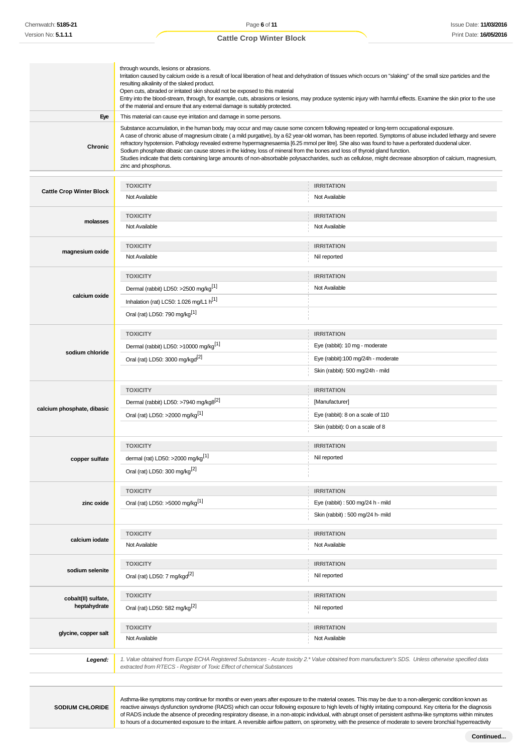| | |
|---|---|
| | through wounds, lesions or abrasions.<br>Irritation caused by calcium oxide is a result of local liberation of heat and dehydration of tissues which occurs on "slaking" of the small size particles and the resulting alkalinity of the slaked product.<br>Open cuts, abraded or irritated skin should not be exposed to this material<br>Entry into the blood-stream, through, for example, cuts, abrasions or lesions, may produce systemic injury with harmful effects. Examine the skin prior to the use of the material and ensure that any external damage is suitably protected. |
| **Eye** | This material can cause eye irritation and damage in some persons. |
| **Chronic** | Substance accumulation, in the human body, may occur and may cause some concern following repeated or long-term occupational exposure.<br>A case of chronic abuse of magnesium citrate ( a mild purgative), by a 62 year-old woman, has been reported. Symptoms of abuse included lethargy and severe refractory hypotension. Pathology revealed extreme hypermagnesaemia [6.25 mmol per litre]. She also was found to have a perforated duodenal ulcer.<br>Sodium phosphate dibasic can cause stones in the kidney, loss of mineral from the bones and loss of thyroid gland function.<br>Studies indicate that diets containing large amounts of non-absorbable polysaccharides, such as cellulose, might decrease absorption of calcium, magnesium, zinc and phosphorus. |

| | TOXICITY | IRRITATION |
|---|---|---|
| **Cattle Crop Winter Block** | Not Available | Not Available |
| **molasses** | Not Available | Not Available |
| **magnesium oxide** | Not Available | Nil reported |
| **calcium oxide** | Dermal (rabbit) LD50: >2500 mg/kg[1] | Not Available |
| | Inhalation (rat) LC50: 1.026 mg/L1 h[1] | |
| | Oral (rat) LD50: 790 mg/kg[1] | |
| **sodium chloride** | Dermal (rabbit) LD50: >10000 mg/kg[1] | Eye (rabbit): 10 mg - moderate |
| | Oral (rat) LD50: 3000 mg/kgd[2] | Eye (rabbit):100 mg/24h - moderate |
| | | Skin (rabbit): 500 mg/24h - mild |
| **calcium phosphate, dibasic** | Dermal (rabbit) LD50: >7940 mg/kg8[2] | [Manufacturer] |
| | Oral (rat) LD50: >2000 mg/kg[1] | Eye (rabbit): 8 on a scale of 110 |
| | | Skin (rabbit): 0 on a scale of 8 |
| **copper sulfate** | dermal (rat) LD50: >2000 mg/kg[1] | Nil reported |
| | Oral (rat) LD50: 300 mg/kg[2] | |
| **zinc oxide** | Oral (rat) LD50: >5000 mg/kg[1] | Eye (rabbit) : 500 mg/24 h - mild |
| | | Skin (rabbit) : 500 mg/24 h- mild |
| **calcium iodate** | Not Available | Not Available |
| **sodium selenite** | Oral (rat) LD50: 7 mg/kgd[2] | Nil reported |
| **cobalt(II) sulfate, heptahydrate** | Oral (rat) LD50: 582 mg/kg[2] | Nil reported |
| **glycine, copper salt** | Not Available | Not Available |

| | |
|---|---|
| ***Legend:*** | *1. Value obtained from Europe ECHA Registered Substances - Acute toxicity 2.\* Value obtained from manufacturer's SDS. Unless otherwise specified data extracted from RTECS - Register of Toxic Effect of chemical Substances* |

| | |
|---|---|
| **SODIUM CHLORIDE** | Asthma-like symptoms may continue for months or even years after exposure to the material ceases. This may be due to a non-allergenic condition known as reactive airways dysfunction syndrome (RADS) which can occur following exposure to high levels of highly irritating compound. Key criteria for the diagnosis of RADS include the absence of preceding respiratory disease, in a non-atopic individual, with abrupt onset of persistent asthma-like symptoms within minutes to hours of a documented exposure to the irritant. A reversible airflow pattern, on spirometry, with the presence of moderate to severe bronchial hyperreactivity |

Continued...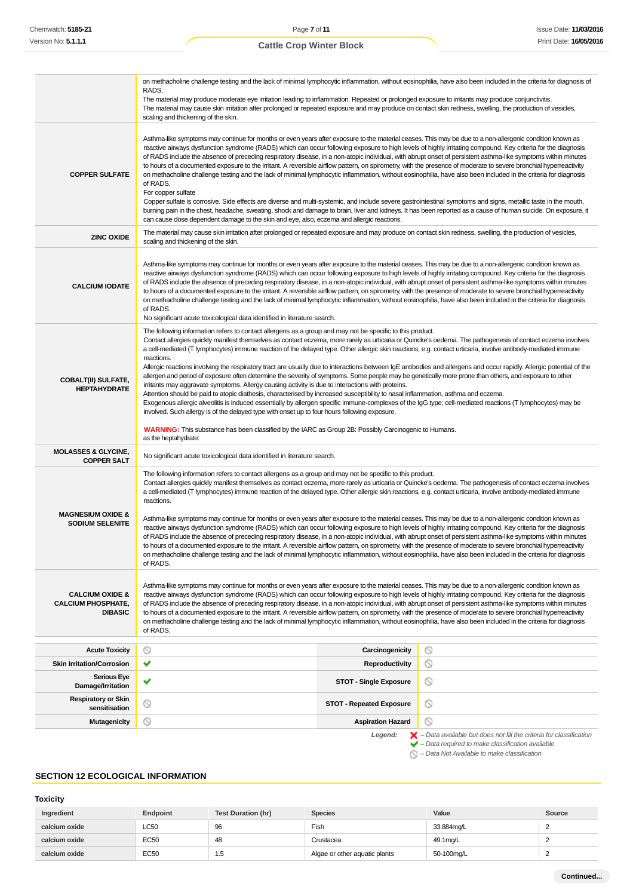| | |
|---|---|
| | on methacholine challenge testing and the lack of minimal lymphocytic inflammation, without eosinophilia, have also been included in the criteria for diagnosis of RADS.<br>The material may produce moderate eye irritation leading to inflammation. Repeated or prolonged exposure to irritants may produce conjunctivitis.<br>The material may cause skin irritation after prolonged or repeated exposure and may produce on contact skin redness, swelling, the production of vesicles, scaling and thickening of the skin. |
| **COPPER SULFATE** | Asthma-like symptoms may continue for months or even years after exposure to the material ceases. This may be due to a non-allergenic condition known as reactive airways dysfunction syndrome (RADS) which can occur following exposure to high levels of highly irritating compound. Key criteria for the diagnosis of RADS include the absence of preceding respiratory disease, in a non-atopic individual, with abrupt onset of persistent asthma-like symptoms within minutes to hours of a documented exposure to the irritant. A reversible airflow pattern, on spirometry, with the presence of moderate to severe bronchial hyperreactivity on methacholine challenge testing and the lack of minimal lymphocytic inflammation, without eosinophilia, have also been included in the criteria for diagnosis of RADS.<br>For copper sulfate<br>Copper sulfate is corrosive. Side effects are diverse and multi-systemic, and include severe gastrointestinal symptoms and signs, metallic taste in the mouth, burning pain in the chest, headache, sweating, shock and damage to brain, liver and kidneys. It has been reported as a cause of human suicide. On exposure, it can cause dose dependent damage to the skin and eye, also, eczema and allergic reactions. |
| **ZINC OXIDE** | The material may cause skin irritation after prolonged or repeated exposure and may produce on contact skin redness, swelling, the production of vesicles, scaling and thickening of the skin. |
| **CALCIUM IODATE** | Asthma-like symptoms may continue for months or even years after exposure to the material ceases. This may be due to a non-allergenic condition known as reactive airways dysfunction syndrome (RADS) which can occur following exposure to high levels of highly irritating compound. Key criteria for the diagnosis of RADS include the absence of preceding respiratory disease, in a non-atopic individual, with abrupt onset of persistent asthma-like symptoms within minutes to hours of a documented exposure to the irritant. A reversible airflow pattern, on spirometry, with the presence of moderate to severe bronchial hyperreactivity on methacholine challenge testing and the lack of minimal lymphocytic inflammation, without eosinophilia, have also been included in the criteria for diagnosis of RADS.<br>No significant acute toxicological data identified in literature search. |
| **COBALT(II) SULFATE, HEPTAHYDRATE** | The following information refers to contact allergens as a group and may not be specific to this product.<br>Contact allergies quickly manifest themselves as contact eczema, more rarely as urticaria or Quincke's oedema. The pathogenesis of contact eczema involves a cell-mediated (T lymphocytes) immune reaction of the delayed type. Other allergic skin reactions, e.g. contact urticaria, involve antibody-mediated immune reactions.<br>Allergic reactions involving the respiratory tract are usually due to interactions between IgE antibodies and allergens and occur rapidly. Allergic potential of the allergen and period of exposure often determine the severity of symptoms. Some people may be genetically more prone than others, and exposure to other irritants may aggravate symptoms. Allergy causing activity is due to interactions with proteins.<br>Attention should be paid to atopic diathesis, characterised by increased susceptibility to nasal inflammation, asthma and eczema.<br>Exogenous allergic alveolitis is induced essentially by allergen specific immune-complexes of the IgG type; cell-mediated reactions (T lymphocytes) may be involved. Such allergy is of the delayed type with onset up to four hours following exposure.<br><br>**WARNING:** This substance has been classified by the IARC as Group 2B: Possibly Carcinogenic to Humans.<br>as the heptahydrate: |
| **MOLASSES & GLYCINE, COPPER SALT** | No significant acute toxicological data identified in literature search. |
| **MAGNESIUM OXIDE & SODIUM SELENITE** | The following information refers to contact allergens as a group and may not be specific to this product.<br>Contact allergies quickly manifest themselves as contact eczema, more rarely as urticaria or Quincke's oedema. The pathogenesis of contact eczema involves a cell-mediated (T lymphocytes) immune reaction of the delayed type. Other allergic skin reactions, e.g. contact urticaria, involve antibody-mediated immune reactions.<br><br>Asthma-like symptoms may continue for months or even years after exposure to the material ceases. This may be due to a non-allergenic condition known as reactive airways dysfunction syndrome (RADS) which can occur following exposure to high levels of highly irritating compound. Key criteria for the diagnosis of RADS include the absence of preceding respiratory disease, in a non-atopic individual, with abrupt onset of persistent asthma-like symptoms within minutes to hours of a documented exposure to the irritant. A reversible airflow pattern, on spirometry, with the presence of moderate to severe bronchial hyperreactivity on methacholine challenge testing and the lack of minimal lymphocytic inflammation, without eosinophilia, have also been included in the criteria for diagnosis of RADS. |
| **CALCIUM OXIDE & CALCIUM PHOSPHATE, DIBASIC** | Asthma-like symptoms may continue for months or even years after exposure to the material ceases. This may be due to a non-allergenic condition known as reactive airways dysfunction syndrome (RADS) which can occur following exposure to high levels of highly irritating compound. Key criteria for the diagnosis of RADS include the absence of preceding respiratory disease, in a non-atopic individual, with abrupt onset of persistent asthma-like symptoms within minutes to hours of a documented exposure to the irritant. A reversible airflow pattern, on spirometry, with the presence of moderate to severe bronchial hyperreactivity on methacholine challenge testing and the lack of minimal lymphocytic inflammation, without eosinophilia, have also been included in the criteria for diagnosis of RADS. |

| | | | |
|---|---|---|---|
| **Acute Toxicity** | ⦸ | **Carcinogenicity** | ⦸ |
| **Skin Irritation/Corrosion** | ✔ | **Reproductivity** | ⦸ |
| **Serious Eye Damage/Irritation** | ✔ | **STOT - Single Exposure** | ⦸ |
| **Respiratory or Skin sensitisation** | ⦸ | **STOT - Repeated Exposure** | ⦸ |
| **Mutagenicity** | ⦸ | **Aspiration Hazard** | ⦸ |

*Legend:*
✘ *– Data available but does not fill the criteria for classification*
✔ *– Data required to make classification available*
⦸ *– Data Not Available to make classification*

## SECTION 12 ECOLOGICAL INFORMATION

### Toxicity

| Ingredient | Endpoint | Test Duration (hr) | Species | Value | Source |
|---|---|---|---|---|---|
| calcium oxide | LC50 | 96 | Fish | 33.884mg/L | 2 |
| calcium oxide | EC50 | 48 | Crustacea | 49.1mg/L | 2 |
| calcium oxide | EC50 | 1.5 | Algae or other aquatic plants | 50-100mg/L | 2 |

Continued...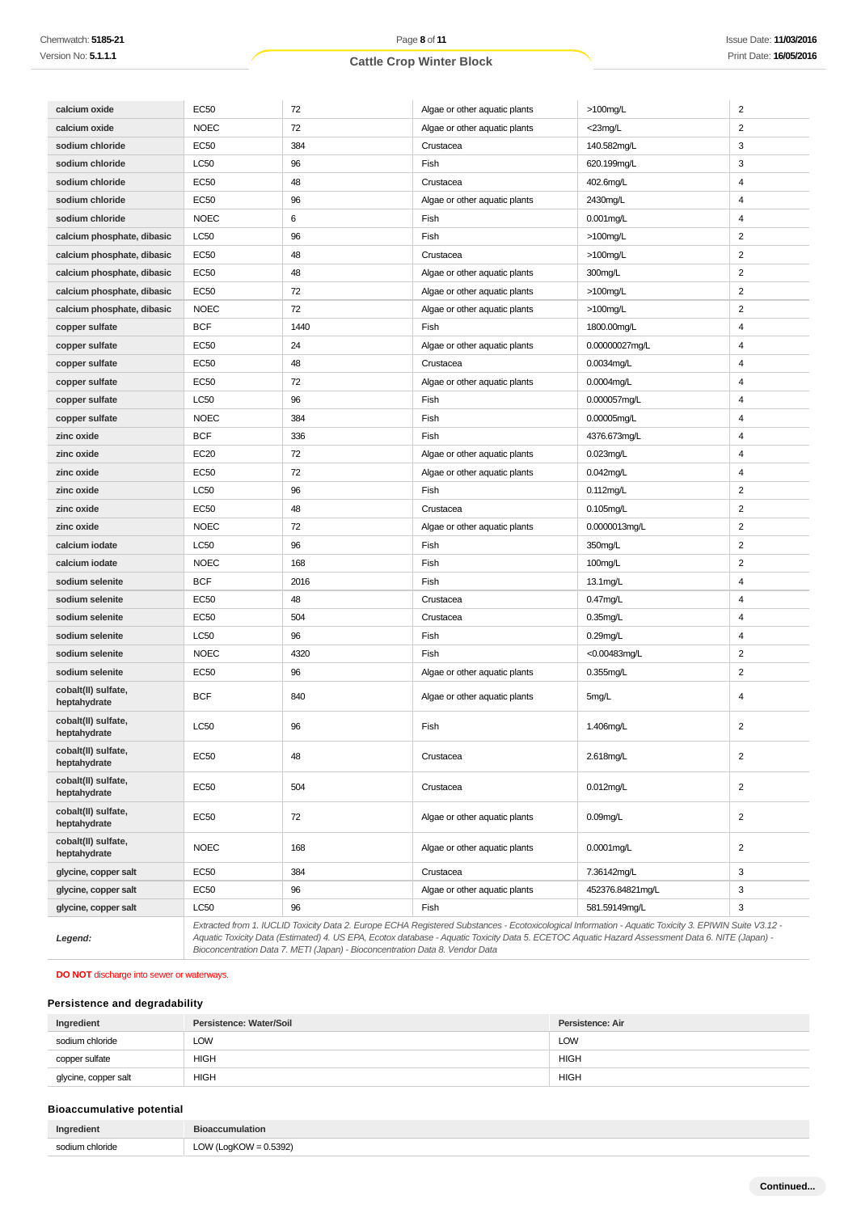| | | | | | |
|---|---|---|---|---|---|
| **calcium oxide** | EC50 | 72 | Algae or other aquatic plants | >100mg/L | 2 |
| **calcium oxide** | NOEC | 72 | Algae or other aquatic plants | <23mg/L | 2 |
| **sodium chloride** | EC50 | 384 | Crustacea | 140.582mg/L | 3 |
| **sodium chloride** | LC50 | 96 | Fish | 620.199mg/L | 3 |
| **sodium chloride** | EC50 | 48 | Crustacea | 402.6mg/L | 4 |
| **sodium chloride** | EC50 | 96 | Algae or other aquatic plants | 2430mg/L | 4 |
| **sodium chloride** | NOEC | 6 | Fish | 0.001mg/L | 4 |
| **calcium phosphate, dibasic** | LC50 | 96 | Fish | >100mg/L | 2 |
| **calcium phosphate, dibasic** | EC50 | 48 | Crustacea | >100mg/L | 2 |
| **calcium phosphate, dibasic** | EC50 | 48 | Algae or other aquatic plants | 300mg/L | 2 |
| **calcium phosphate, dibasic** | EC50 | 72 | Algae or other aquatic plants | >100mg/L | 2 |
| **calcium phosphate, dibasic** | NOEC | 72 | Algae or other aquatic plants | >100mg/L | 2 |
| **copper sulfate** | BCF | 1440 | Fish | 1800.00mg/L | 4 |
| **copper sulfate** | EC50 | 24 | Algae or other aquatic plants | 0.00000027mg/L | 4 |
| **copper sulfate** | EC50 | 48 | Crustacea | 0.0034mg/L | 4 |
| **copper sulfate** | EC50 | 72 | Algae or other aquatic plants | 0.0004mg/L | 4 |
| **copper sulfate** | LC50 | 96 | Fish | 0.000057mg/L | 4 |
| **copper sulfate** | NOEC | 384 | Fish | 0.00005mg/L | 4 |
| **zinc oxide** | BCF | 336 | Fish | 4376.673mg/L | 4 |
| **zinc oxide** | EC20 | 72 | Algae or other aquatic plants | 0.023mg/L | 4 |
| **zinc oxide** | EC50 | 72 | Algae or other aquatic plants | 0.042mg/L | 4 |
| **zinc oxide** | LC50 | 96 | Fish | 0.112mg/L | 2 |
| **zinc oxide** | EC50 | 48 | Crustacea | 0.105mg/L | 2 |
| **zinc oxide** | NOEC | 72 | Algae or other aquatic plants | 0.0000013mg/L | 2 |
| **calcium iodate** | LC50 | 96 | Fish | 350mg/L | 2 |
| **calcium iodate** | NOEC | 168 | Fish | 100mg/L | 2 |
| **sodium selenite** | BCF | 2016 | Fish | 13.1mg/L | 4 |
| **sodium selenite** | EC50 | 48 | Crustacea | 0.47mg/L | 4 |
| **sodium selenite** | EC50 | 504 | Crustacea | 0.35mg/L | 4 |
| **sodium selenite** | LC50 | 96 | Fish | 0.29mg/L | 4 |
| **sodium selenite** | NOEC | 4320 | Fish | <0.00483mg/L | 2 |
| **sodium selenite** | EC50 | 96 | Algae or other aquatic plants | 0.355mg/L | 2 |
| **cobalt(II) sulfate, heptahydrate** | BCF | 840 | Algae or other aquatic plants | 5mg/L | 4 |
| **cobalt(II) sulfate, heptahydrate** | LC50 | 96 | Fish | 1.406mg/L | 2 |
| **cobalt(II) sulfate, heptahydrate** | EC50 | 48 | Crustacea | 2.618mg/L | 2 |
| **cobalt(II) sulfate, heptahydrate** | EC50 | 504 | Crustacea | 0.012mg/L | 2 |
| **cobalt(II) sulfate, heptahydrate** | EC50 | 72 | Algae or other aquatic plants | 0.09mg/L | 2 |
| **cobalt(II) sulfate, heptahydrate** | NOEC | 168 | Algae or other aquatic plants | 0.0001mg/L | 2 |
| **glycine, copper salt** | EC50 | 384 | Crustacea | 7.36142mg/L | 3 |
| **glycine, copper salt** | EC50 | 96 | Algae or other aquatic plants | 452376.84821mg/L | 3 |
| **glycine, copper salt** | LC50 | 96 | Fish | 581.59149mg/L | 3 |
| ***Legend:*** | *Extracted from 1. IUCLID Toxicity Data 2. Europe ECHA Registered Substances - Ecotoxicological Information - Aquatic Toxicity 3. EPIWIN Suite V3.12 - Aquatic Toxicity Data (Estimated) 4. US EPA, Ecotox database - Aquatic Toxicity Data 5. ECETOC Aquatic Hazard Assessment Data 6. NITE (Japan) - Bioconcentration Data 7. METI (Japan) - Bioconcentration Data 8. Vendor Data* | | | | |

**DO NOT** discharge into sewer or waterways.

### Persistence and degradability

| Ingredient | Persistence: Water/Soil | Persistence: Air |
|---|---|---|
| sodium chloride | LOW | LOW |
| copper sulfate | HIGH | HIGH |
| glycine, copper salt | HIGH | HIGH |

### Bioaccumulative potential

| Ingredient | Bioaccumulation |
|---|---|
| sodium chloride | LOW (LogKOW = 0.5392) |

Continued...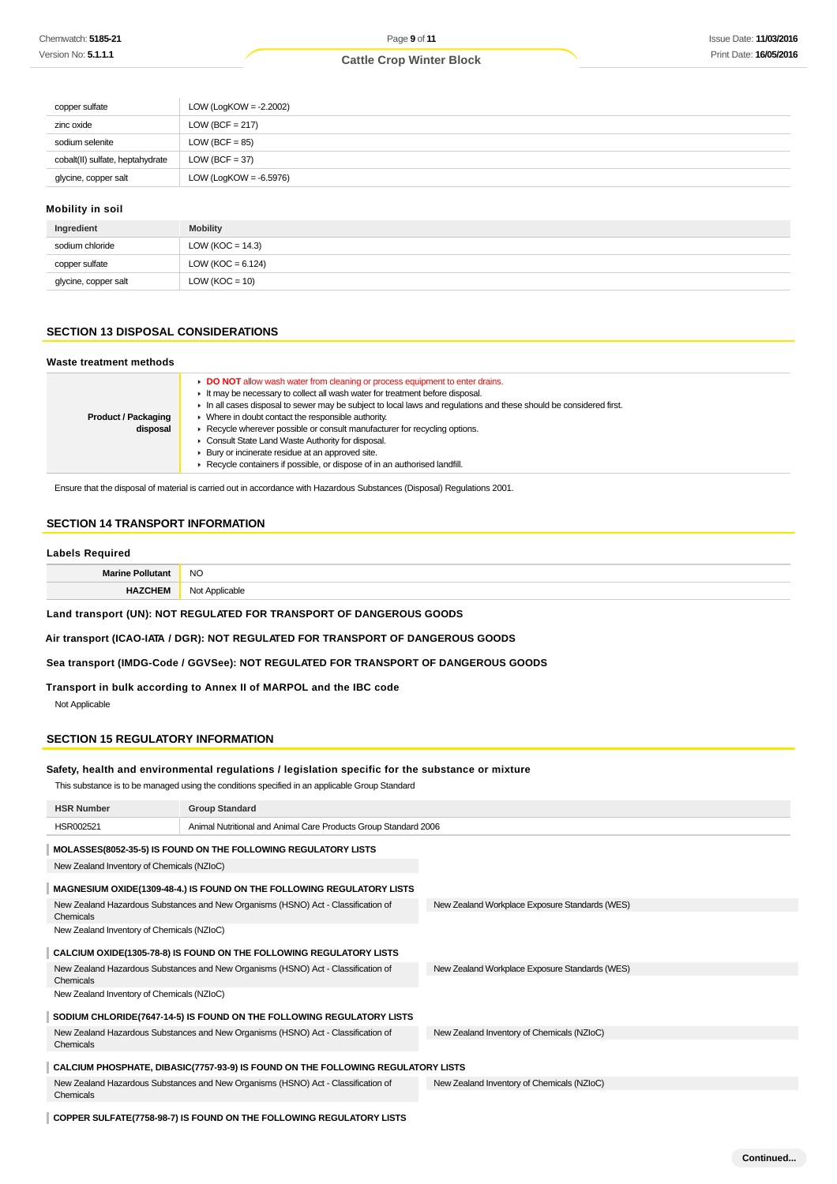| | |
|---|---|
| copper sulfate | LOW (LogKOW = -2.2002) |
| zinc oxide | LOW (BCF = 217) |
| sodium selenite | LOW (BCF = 85) |
| cobalt(II) sulfate, heptahydrate | LOW (BCF = 37) |
| glycine, copper salt | LOW (LogKOW = -6.5976) |

### Mobility in soil

| Ingredient | Mobility |
|---|---|
| sodium chloride | LOW (KOC = 14.3) |
| copper sulfate | LOW (KOC = 6.124) |
| glycine, copper salt | LOW (KOC = 10) |

## SECTION 13 DISPOSAL CONSIDERATIONS

### Waste treatment methods

| | |
|---|---|
| **Product / Packaging disposal** | ▸ **DO NOT** allow wash water from cleaning or process equipment to enter drains.<br>▸ It may be necessary to collect all wash water for treatment before disposal.<br>▸ In all cases disposal to sewer may be subject to local laws and regulations and these should be considered first.<br>▸ Where in doubt contact the responsible authority.<br>▸ Recycle wherever possible or consult manufacturer for recycling options.<br>▸ Consult State Land Waste Authority for disposal.<br>▸ Bury or incinerate residue at an approved site.<br>▸ Recycle containers if possible, or dispose of in an authorised landfill. |

Ensure that the disposal of material is carried out in accordance with Hazardous Substances (Disposal) Regulations 2001.

## SECTION 14 TRANSPORT INFORMATION

### Labels Required

| | |
|---|---|
| **Marine Pollutant** | NO |
| **HAZCHEM** | Not Applicable |

**Land transport (UN): NOT REGULATED FOR TRANSPORT OF DANGEROUS GOODS**

**Air transport (ICAO-IATA / DGR): NOT REGULATED FOR TRANSPORT OF DANGEROUS GOODS**

**Sea transport (IMDG-Code / GGVSee): NOT REGULATED FOR TRANSPORT OF DANGEROUS GOODS**

**Transport in bulk according to Annex II of MARPOL and the IBC code**

Not Applicable

## SECTION 15 REGULATORY INFORMATION

### Safety, health and environmental regulations / legislation specific for the substance or mixture

This substance is to be managed using the conditions specified in an applicable Group Standard

| HSR Number | Group Standard |
|---|---|
| HSR002521 | Animal Nutritional and Animal Care Products Group Standard 2006 |

**MOLASSES(8052-35-5) IS FOUND ON THE FOLLOWING REGULATORY LISTS**

New Zealand Inventory of Chemicals (NZIoC)

**MAGNESIUM OXIDE(1309-48-4.) IS FOUND ON THE FOLLOWING REGULATORY LISTS**

| | |
|---|---|
| New Zealand Hazardous Substances and New Organisms (HSNO) Act - Classification of Chemicals | New Zealand Workplace Exposure Standards (WES) |
| New Zealand Inventory of Chemicals (NZIoC) | |

**CALCIUM OXIDE(1305-78-8) IS FOUND ON THE FOLLOWING REGULATORY LISTS**

| | |
|---|---|
| New Zealand Hazardous Substances and New Organisms (HSNO) Act - Classification of Chemicals | New Zealand Workplace Exposure Standards (WES) |
| New Zealand Inventory of Chemicals (NZIoC) | |

**SODIUM CHLORIDE(7647-14-5) IS FOUND ON THE FOLLOWING REGULATORY LISTS**

| | |
|---|---|
| New Zealand Hazardous Substances and New Organisms (HSNO) Act - Classification of Chemicals | New Zealand Inventory of Chemicals (NZIoC) |

**CALCIUM PHOSPHATE, DIBASIC(7757-93-9) IS FOUND ON THE FOLLOWING REGULATORY LISTS**

| | |
|---|---|
| New Zealand Hazardous Substances and New Organisms (HSNO) Act - Classification of Chemicals | New Zealand Inventory of Chemicals (NZIoC) |

**COPPER SULFATE(7758-98-7) IS FOUND ON THE FOLLOWING REGULATORY LISTS**

Continued...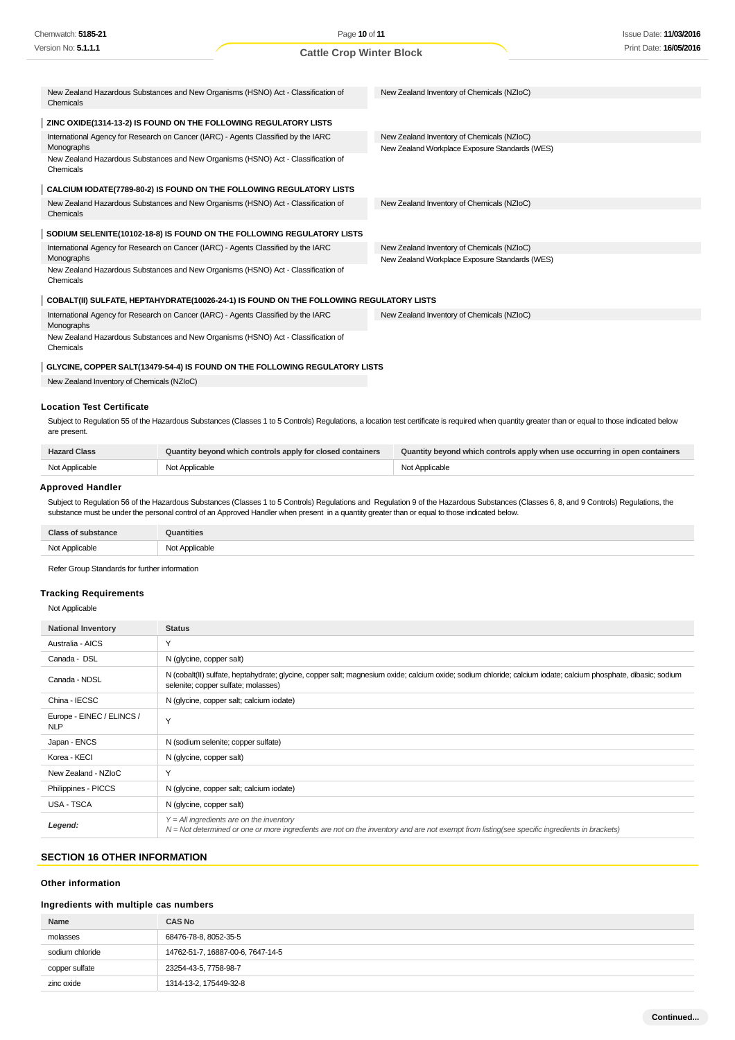| | |
|---|---|
| New Zealand Hazardous Substances and New Organisms (HSNO) Act - Classification of Chemicals | New Zealand Inventory of Chemicals (NZIoC) |

**ZINC OXIDE(1314-13-2) IS FOUND ON THE FOLLOWING REGULATORY LISTS**

| | |
|---|---|
| International Agency for Research on Cancer (IARC) - Agents Classified by the IARC Monographs | New Zealand Inventory of Chemicals (NZIoC) |
| New Zealand Hazardous Substances and New Organisms (HSNO) Act - Classification of Chemicals | New Zealand Workplace Exposure Standards (WES) |

**CALCIUM IODATE(7789-80-2) IS FOUND ON THE FOLLOWING REGULATORY LISTS**

| | |
|---|---|
| New Zealand Hazardous Substances and New Organisms (HSNO) Act - Classification of Chemicals | New Zealand Inventory of Chemicals (NZIoC) |

**SODIUM SELENITE(10102-18-8) IS FOUND ON THE FOLLOWING REGULATORY LISTS**

| | |
|---|---|
| International Agency for Research on Cancer (IARC) - Agents Classified by the IARC Monographs | New Zealand Inventory of Chemicals (NZIoC) |
| New Zealand Hazardous Substances and New Organisms (HSNO) Act - Classification of Chemicals | New Zealand Workplace Exposure Standards (WES) |

**COBALT(II) SULFATE, HEPTAHYDRATE(10026-24-1) IS FOUND ON THE FOLLOWING REGULATORY LISTS**

| | |
|---|---|
| International Agency for Research on Cancer (IARC) - Agents Classified by the IARC Monographs | New Zealand Inventory of Chemicals (NZIoC) |
| New Zealand Hazardous Substances and New Organisms (HSNO) Act - Classification of Chemicals | |

**GLYCINE, COPPER SALT(13479-54-4) IS FOUND ON THE FOLLOWING REGULATORY LISTS**

New Zealand Inventory of Chemicals (NZIoC)

### Location Test Certificate

Subject to Regulation 55 of the Hazardous Substances (Classes 1 to 5 Controls) Regulations, a location test certificate is required when quantity greater than or equal to those indicated below are present.

| Hazard Class | Quantity beyond which controls apply for closed containers | Quantity beyond which controls apply when use occurring in open containers |
|---|---|---|
| Not Applicable | Not Applicable | Not Applicable |

### Approved Handler

Subject to Regulation 56 of the Hazardous Substances (Classes 1 to 5 Controls) Regulations and Regulation 9 of the Hazardous Substances (Classes 6, 8, and 9 Controls) Regulations, the substance must be under the personal control of an Approved Handler when present in a quantity greater than or equal to those indicated below.

| Class of substance | Quantities |
|---|---|
| Not Applicable | Not Applicable |

Refer Group Standards for further information

### Tracking Requirements

Not Applicable

| National Inventory | Status |
|---|---|
| Australia - AICS | Y |
| Canada - DSL | N (glycine, copper salt) |
| Canada - NDSL | N (cobalt(II) sulfate, heptahydrate; glycine, copper salt; magnesium oxide; calcium oxide; sodium chloride; calcium iodate; calcium phosphate, dibasic; sodium selenite; copper sulfate; molasses) |
| China - IECSC | N (glycine, copper salt; calcium iodate) |
| Europe - EINEC / ELINCS / NLP | Y |
| Japan - ENCS | N (sodium selenite; copper sulfate) |
| Korea - KECI | N (glycine, copper salt) |
| New Zealand - NZIoC | Y |
| Philippines - PICCS | N (glycine, copper salt; calcium iodate) |
| USA - TSCA | N (glycine, copper salt) |
| ***Legend:*** | *Y = All ingredients are on the inventory*<br>*N = Not determined or one or more ingredients are not on the inventory and are not exempt from listing(see specific ingredients in brackets)* |

## SECTION 16 OTHER INFORMATION

### Other information

### Ingredients with multiple cas numbers

| Name | CAS No |
|---|---|
| molasses | 68476-78-8, 8052-35-5 |
| sodium chloride | 14762-51-7, 16887-00-6, 7647-14-5 |
| copper sulfate | 23254-43-5, 7758-98-7 |
| zinc oxide | 1314-13-2, 175449-32-8 |

Continued...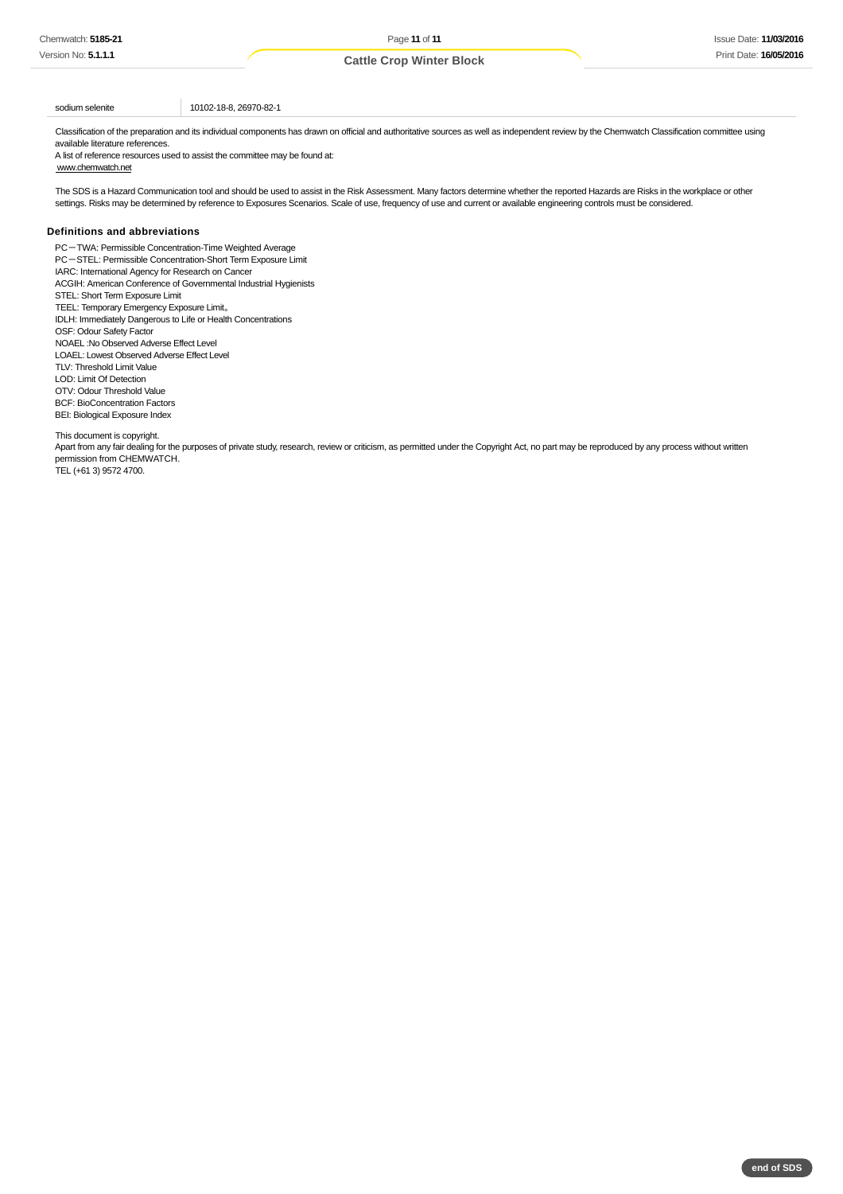| | |
|---|---|
| sodium selenite | 10102-18-8, 26970-82-1 |

Classification of the preparation and its individual components has drawn on official and authoritative sources as well as independent review by the Chemwatch Classification committee using available literature references.
A list of reference resources used to assist the committee may be found at:
www.chemwatch.net

The SDS is a Hazard Communication tool and should be used to assist in the Risk Assessment. Many factors determine whether the reported Hazards are Risks in the workplace or other settings. Risks may be determined by reference to Exposures Scenarios. Scale of use, frequency of use and current or available engineering controls must be considered.

### Definitions and abbreviations

PC－TWA: Permissible Concentration-Time Weighted Average
PC－STEL: Permissible Concentration-Short Term Exposure Limit
IARC: International Agency for Research on Cancer
ACGIH: American Conference of Governmental Industrial Hygienists
STEL: Short Term Exposure Limit
TEEL: Temporary Emergency Exposure Limit。
IDLH: Immediately Dangerous to Life or Health Concentrations
OSF: Odour Safety Factor
NOAEL :No Observed Adverse Effect Level
LOAEL: Lowest Observed Adverse Effect Level
TLV: Threshold Limit Value
LOD: Limit Of Detection
OTV: Odour Threshold Value
BCF: BioConcentration Factors
BEI: Biological Exposure Index

This document is copyright.
Apart from any fair dealing for the purposes of private study, research, review or criticism, as permitted under the Copyright Act, no part may be reproduced by any process without written permission from CHEMWATCH.
TEL (+61 3) 9572 4700.

end of SDS